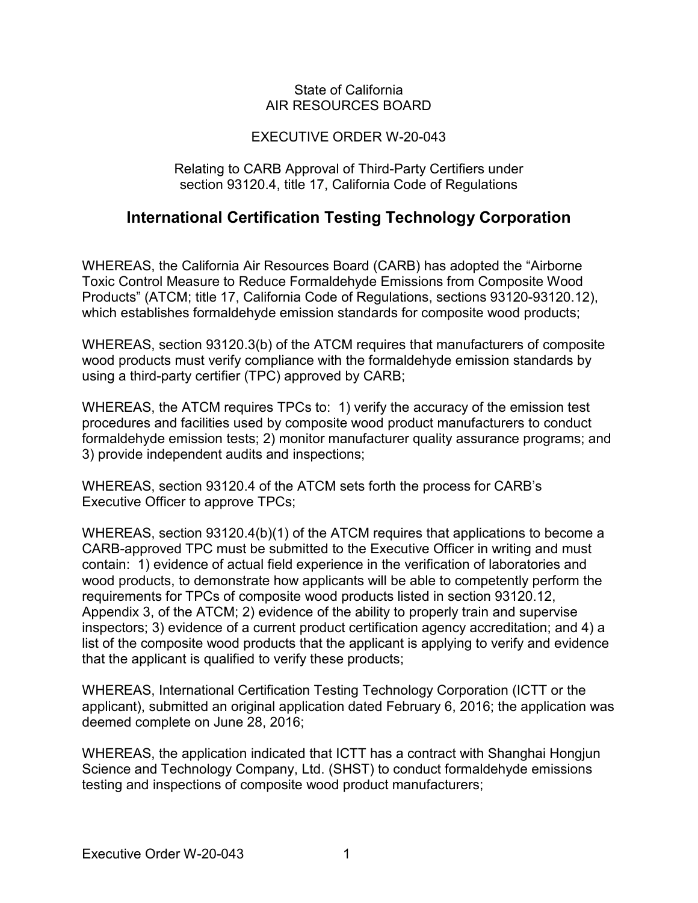State of California
AIR RESOURCES BOARD

EXECUTIVE ORDER W-20-043

Relating to CARB Approval of Third-Party Certifiers under section 93120.4, title 17, California Code of Regulations

## International Certification Testing Technology Corporation

WHEREAS, the California Air Resources Board (CARB) has adopted the "Airborne Toxic Control Measure to Reduce Formaldehyde Emissions from Composite Wood Products" (ATCM; title 17, California Code of Regulations, sections 93120-93120.12), which establishes formaldehyde emission standards for composite wood products;

WHEREAS, section 93120.3(b) of the ATCM requires that manufacturers of composite wood products must verify compliance with the formaldehyde emission standards by using a third-party certifier (TPC) approved by CARB;

WHEREAS, the ATCM requires TPCs to: 1) verify the accuracy of the emission test procedures and facilities used by composite wood product manufacturers to conduct formaldehyde emission tests; 2) monitor manufacturer quality assurance programs; and 3) provide independent audits and inspections;

WHEREAS, section 93120.4 of the ATCM sets forth the process for CARB's Executive Officer to approve TPCs;

WHEREAS, section 93120.4(b)(1) of the ATCM requires that applications to become a CARB-approved TPC must be submitted to the Executive Officer in writing and must contain: 1) evidence of actual field experience in the verification of laboratories and wood products, to demonstrate how applicants will be able to competently perform the requirements for TPCs of composite wood products listed in section 93120.12, Appendix 3, of the ATCM; 2) evidence of the ability to properly train and supervise inspectors; 3) evidence of a current product certification agency accreditation; and 4) a list of the composite wood products that the applicant is applying to verify and evidence that the applicant is qualified to verify these products;

WHEREAS, International Certification Testing Technology Corporation (ICTT or the applicant), submitted an original application dated February 6, 2016; the application was deemed complete on June 28, 2016;

WHEREAS, the application indicated that ICTT has a contract with Shanghai Hongjun Science and Technology Company, Ltd. (SHST) to conduct formaldehyde emissions testing and inspections of composite wood product manufacturers;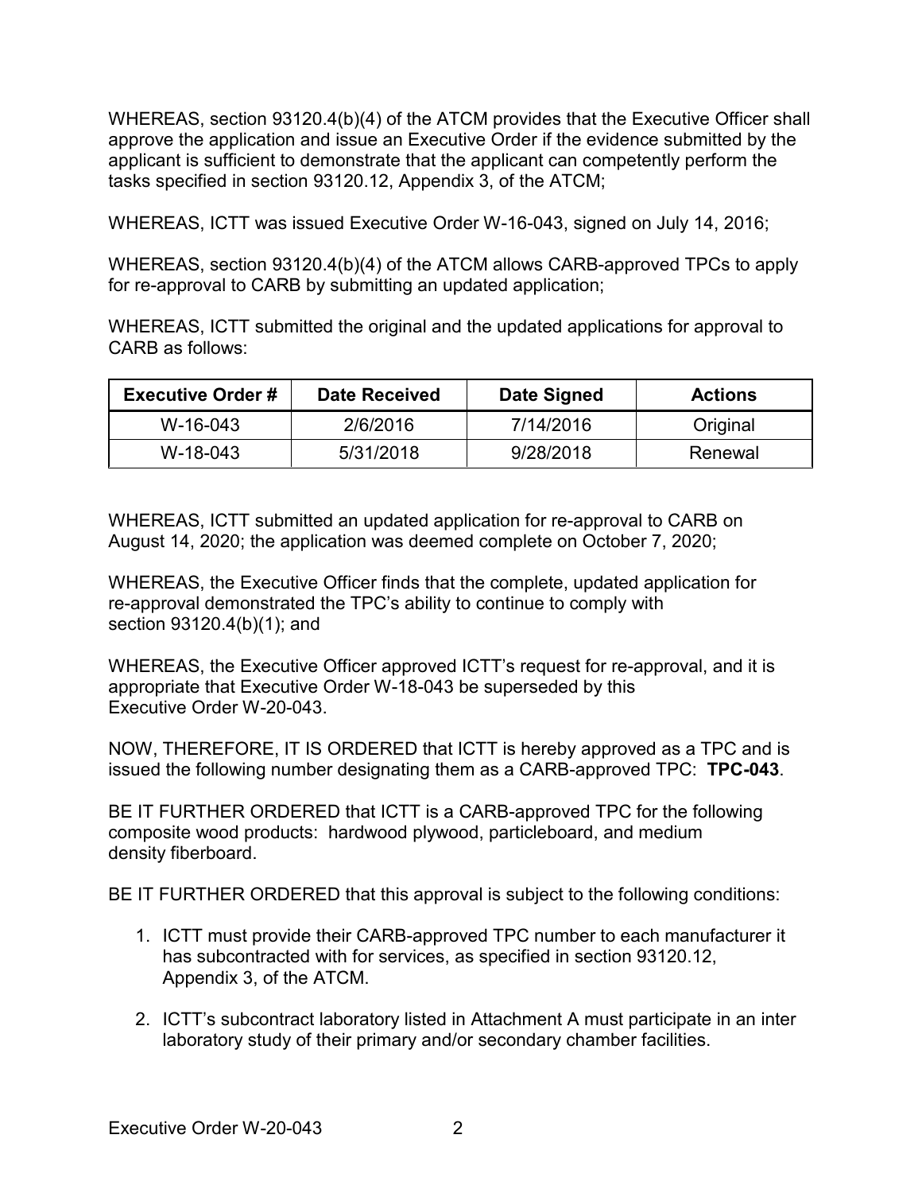WHEREAS, section 93120.4(b)(4) of the ATCM provides that the Executive Officer shall approve the application and issue an Executive Order if the evidence submitted by the applicant is sufficient to demonstrate that the applicant can competently perform the tasks specified in section 93120.12, Appendix 3, of the ATCM;

WHEREAS, ICTT was issued Executive Order W-16-043, signed on July 14, 2016;

WHEREAS, section 93120.4(b)(4) of the ATCM allows CARB-approved TPCs to apply for re-approval to CARB by submitting an updated application;

WHEREAS, ICTT submitted the original and the updated applications for approval to CARB as follows:

| Executive Order # | Date Received | Date Signed | Actions |
|---|---|---|---|
| W-16-043 | 2/6/2016 | 7/14/2016 | Original |
| W-18-043 | 5/31/2018 | 9/28/2018 | Renewal |

WHEREAS, ICTT submitted an updated application for re-approval to CARB on August 14, 2020; the application was deemed complete on October 7, 2020;

WHEREAS, the Executive Officer finds that the complete, updated application for re-approval demonstrated the TPC's ability to continue to comply with section 93120.4(b)(1); and

WHEREAS, the Executive Officer approved ICTT's request for re-approval, and it is appropriate that Executive Order W-18-043 be superseded by this Executive Order W-20-043.

NOW, THEREFORE, IT IS ORDERED that ICTT is hereby approved as a TPC and is issued the following number designating them as a CARB-approved TPC: **TPC-043**.

BE IT FURTHER ORDERED that ICTT is a CARB-approved TPC for the following composite wood products: hardwood plywood, particleboard, and medium density fiberboard.

BE IT FURTHER ORDERED that this approval is subject to the following conditions:

1. ICTT must provide their CARB-approved TPC number to each manufacturer it has subcontracted with for services, as specified in section 93120.12, Appendix 3, of the ATCM.

2. ICTT's subcontract laboratory listed in Attachment A must participate in an inter laboratory study of their primary and/or secondary chamber facilities.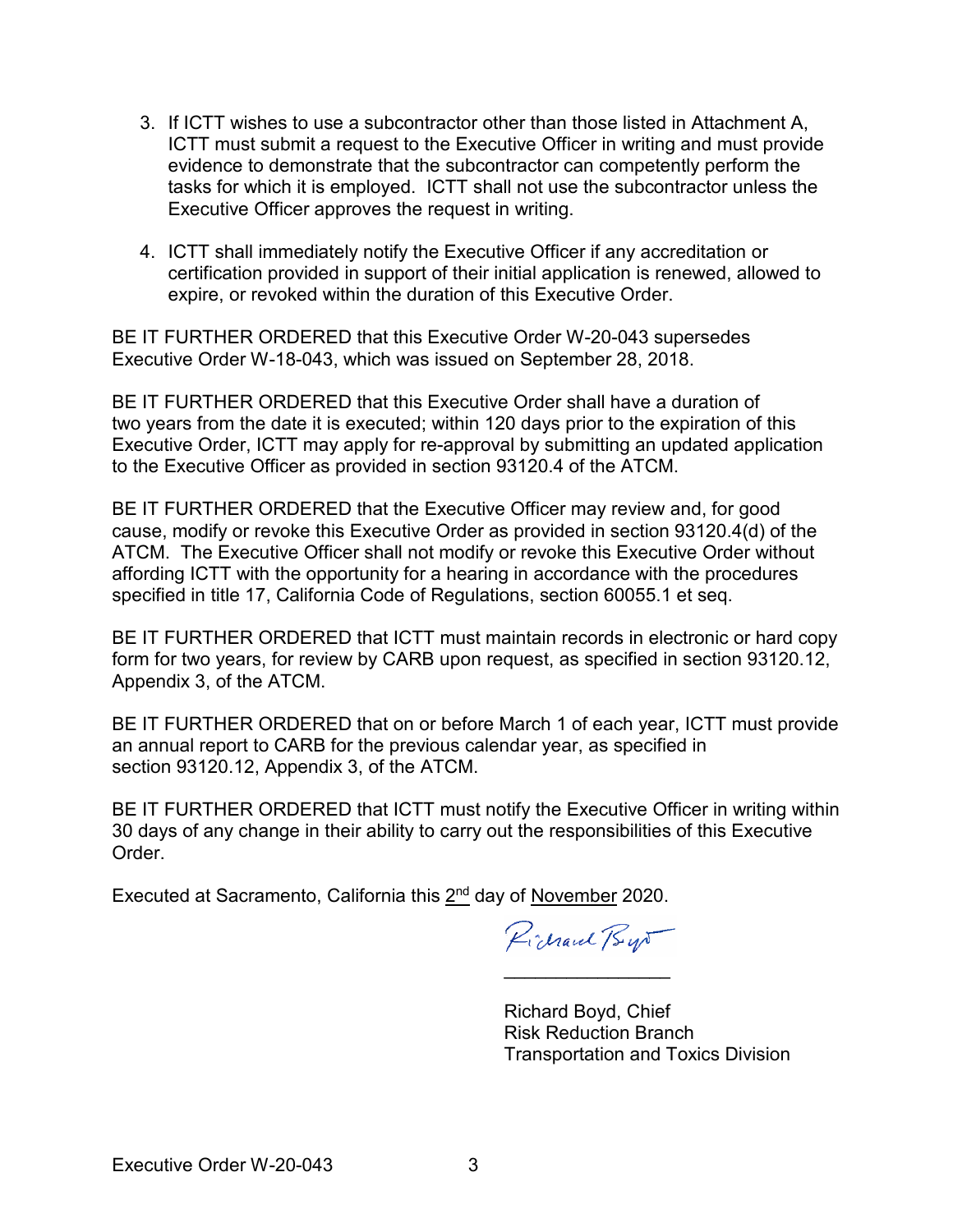3. If ICTT wishes to use a subcontractor other than those listed in Attachment A, ICTT must submit a request to the Executive Officer in writing and must provide evidence to demonstrate that the subcontractor can competently perform the tasks for which it is employed. ICTT shall not use the subcontractor unless the Executive Officer approves the request in writing.

4. ICTT shall immediately notify the Executive Officer if any accreditation or certification provided in support of their initial application is renewed, allowed to expire, or revoked within the duration of this Executive Order.

BE IT FURTHER ORDERED that this Executive Order W-20-043 supersedes Executive Order W-18-043, which was issued on September 28, 2018.

BE IT FURTHER ORDERED that this Executive Order shall have a duration of two years from the date it is executed; within 120 days prior to the expiration of this Executive Order, ICTT may apply for re-approval by submitting an updated application to the Executive Officer as provided in section 93120.4 of the ATCM.

BE IT FURTHER ORDERED that the Executive Officer may review and, for good cause, modify or revoke this Executive Order as provided in section 93120.4(d) of the ATCM. The Executive Officer shall not modify or revoke this Executive Order without affording ICTT with the opportunity for a hearing in accordance with the procedures specified in title 17, California Code of Regulations, section 60055.1 et seq.

BE IT FURTHER ORDERED that ICTT must maintain records in electronic or hard copy form for two years, for review by CARB upon request, as specified in section 93120.12, Appendix 3, of the ATCM.

BE IT FURTHER ORDERED that on or before March 1 of each year, ICTT must provide an annual report to CARB for the previous calendar year, as specified in section 93120.12, Appendix 3, of the ATCM.

BE IT FURTHER ORDERED that ICTT must notify the Executive Officer in writing within 30 days of any change in their ability to carry out the responsibilities of this Executive Order.

Executed at Sacramento, California this 2nd day of November 2020.

Richard Boyd, Chief
Risk Reduction Branch
Transportation and Toxics Division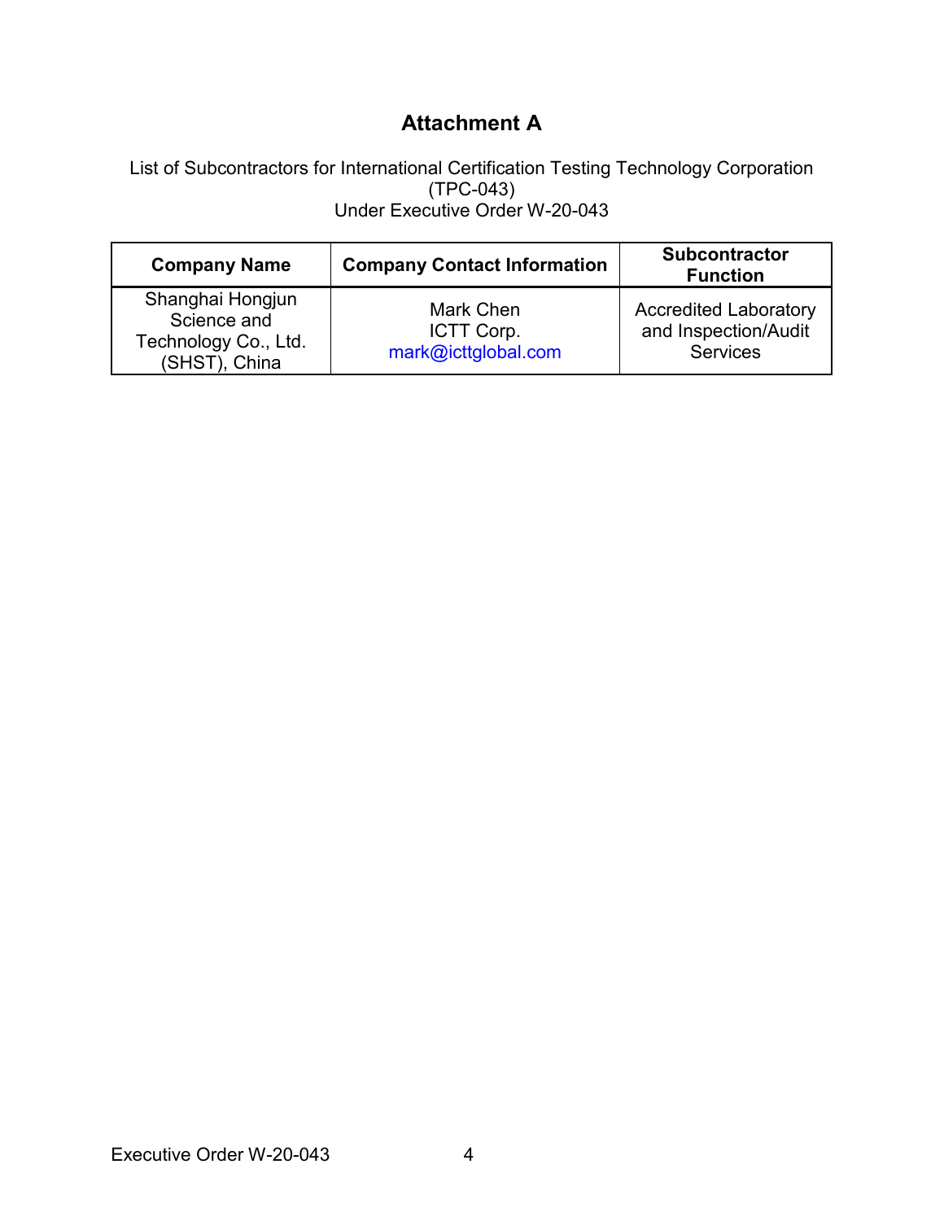# Attachment A

List of Subcontractors for International Certification Testing Technology Corporation (TPC-043)
Under Executive Order W-20-043

| Company Name | Company Contact Information | Subcontractor Function |
|---|---|---|
| Shanghai Hongjun Science and Technology Co., Ltd. (SHST), China | Mark Chen<br>ICTT Corp.<br>mark@icttglobal.com | Accredited Laboratory and Inspection/Audit Services |